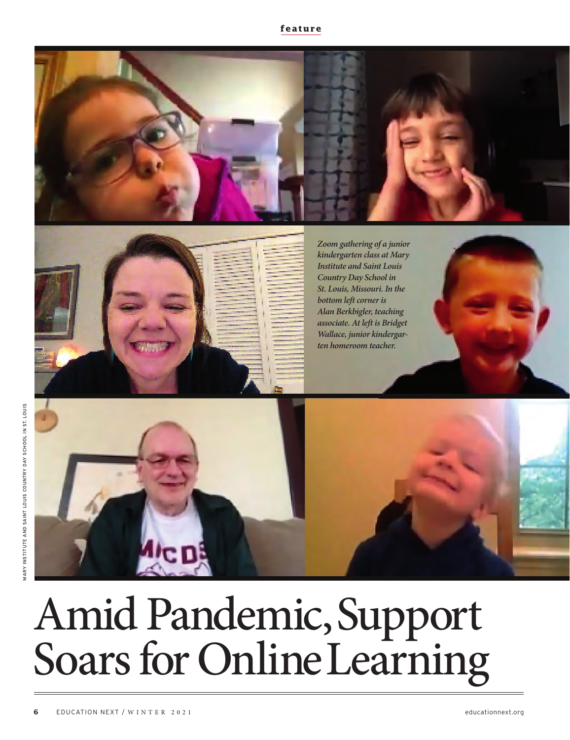feature

*Zoom gathering of a junior kindergarten class at Mary Institute and Saint Louis Country Day School in St. Louis, Missouri. In the bottom left corner is Alan Berkbigler, teaching associate. At left is Bridget Wallace, junior kindergarten homeroom teacher.*

MARY INSTITUTE AND SAINT LOUIS COUNTRY DAY SCHOOL IN ST. LOUIS

# Amid Pandemic, Support Soars for Online Learning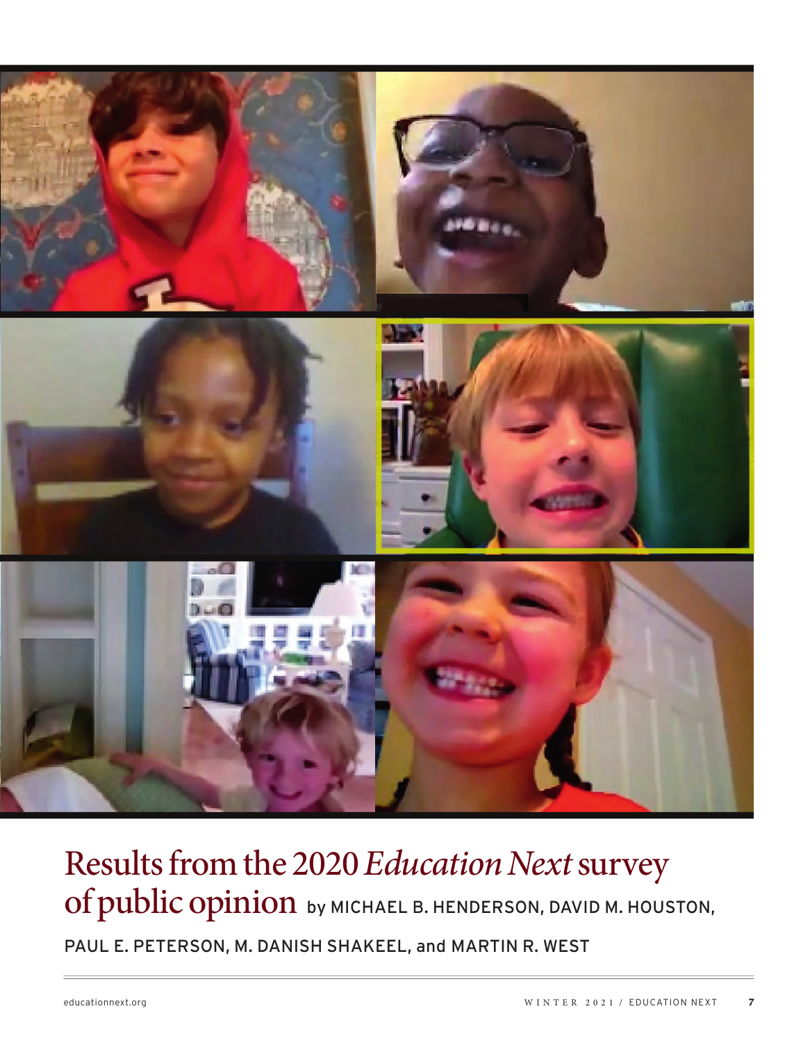# Results from the 2020 *Education Next* survey of public opinion

by MICHAEL B. HENDERSON, DAVID M. HOUSTON, PAUL E. PETERSON, M. DANISH SHAKEEL, and MARTIN R. WEST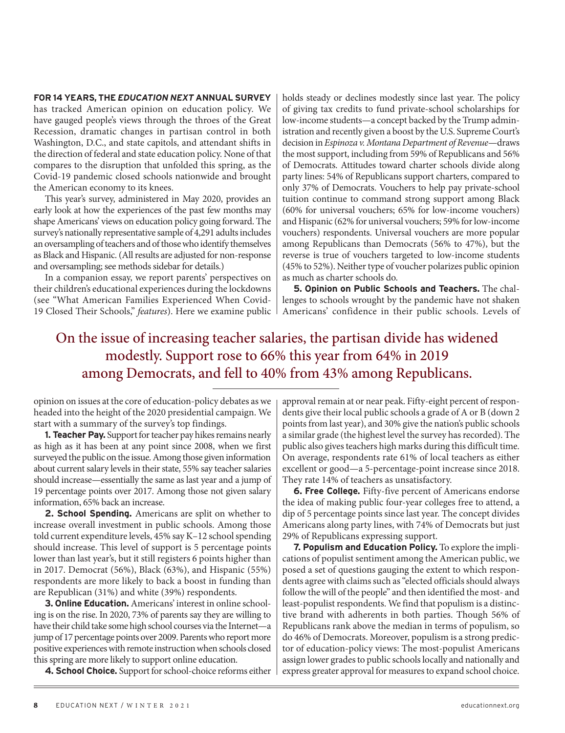**FOR 14 YEARS, THE *EDUCATION NEXT* ANNUAL SURVEY** has tracked American opinion on education policy. We have gauged people's views through the throes of the Great Recession, dramatic changes in partisan control in both Washington, D.C., and state capitols, and attendant shifts in the direction of federal and state education policy. None of that compares to the disruption that unfolded this spring, as the Covid-19 pandemic closed schools nationwide and brought the American economy to its knees.

This year's survey, administered in May 2020, provides an early look at how the experiences of the past few months may shape Americans' views on education policy going forward. The survey's nationally representative sample of 4,291 adults includes an oversampling of teachers and of those who identify themselves as Black and Hispanic. (All results are adjusted for non-response and oversampling; see methods sidebar for details.)

In a companion essay, we report parents' perspectives on their children's educational experiences during the lockdowns (see "What American Families Experienced When Covid-19 Closed Their Schools," *features*). Here we examine public opinion on issues at the core of education-policy debates as we headed into the height of the 2020 presidential campaign. We start with a summary of the survey's top findings.

**1. Teacher Pay.** Support for teacher pay hikes remains nearly as high as it has been at any point since 2008, when we first surveyed the public on the issue. Among those given information about current salary levels in their state, 55% say teacher salaries should increase—essentially the same as last year and a jump of 19 percentage points over 2017. Among those not given salary information, 65% back an increase.

**2. School Spending.** Americans are split on whether to increase overall investment in public schools. Among those told current expenditure levels, 45% say K–12 school spending should increase. This level of support is 5 percentage points lower than last year's, but it still registers 6 points higher than in 2017. Democrat (56%), Black (63%), and Hispanic (55%) respondents are more likely to back a boost in funding than are Republican (31%) and white (39%) respondents.

**3. Online Education.** Americans' interest in online schooling is on the rise. In 2020, 73% of parents say they are willing to have their child take some high school courses via the Internet—a jump of 17 percentage points over 2009. Parents who report more positive experiences with remote instruction when schools closed this spring are more likely to support online education.

**4. School Choice.** Support for school-choice reforms either holds steady or declines modestly since last year. The policy of giving tax credits to fund private-school scholarships for low-income students—a concept backed by the Trump administration and recently given a boost by the U.S. Supreme Court's decision in *Espinoza v. Montana Department of Revenue*—draws the most support, including from 59% of Republicans and 56% of Democrats. Attitudes toward charter schools divide along party lines: 54% of Republicans support charters, compared to only 37% of Democrats. Vouchers to help pay private-school tuition continue to command strong support among Black (60% for universal vouchers; 65% for low-income vouchers) and Hispanic (62% for universal vouchers; 59% for low-income vouchers) respondents. Universal vouchers are more popular among Republicans than Democrats (56% to 47%), but the reverse is true of vouchers targeted to low-income students (45% to 52%). Neither type of voucher polarizes public opinion as much as charter schools do.

**5. Opinion on Public Schools and Teachers.** The challenges to schools wrought by the pandemic have not shaken Americans' confidence in their public schools. Levels of approval remain at or near peak. Fifty-eight percent of respondents give their local public schools a grade of A or B (down 2 points from last year), and 30% give the nation's public schools a similar grade (the highest level the survey has recorded). The public also gives teachers high marks during this difficult time. On average, respondents rate 61% of local teachers as either excellent or good—a 5-percentage-point increase since 2018. They rate 14% of teachers as unsatisfactory.

**6. Free College.** Fifty-five percent of Americans endorse the idea of making public four-year colleges free to attend, a dip of 5 percentage points since last year. The concept divides Americans along party lines, with 74% of Democrats but just 29% of Republicans expressing support.

**7. Populism and Education Policy.** To explore the implications of populist sentiment among the American public, we posed a set of questions gauging the extent to which respondents agree with claims such as "elected officials should always follow the will of the people" and then identified the most- and least-populist respondents. We find that populism is a distinctive brand with adherents in both parties. Though 56% of Republicans rank above the median in terms of populism, so do 46% of Democrats. Moreover, populism is a strong predictor of education-policy views: The most-populist Americans assign lower grades to public schools locally and nationally and express greater approval for measures to expand school choice.

> On the issue of increasing teacher salaries, the partisan divide has widened modestly. Support rose to 66% this year from 64% in 2019 among Democrats, and fell to 40% from 43% among Republicans.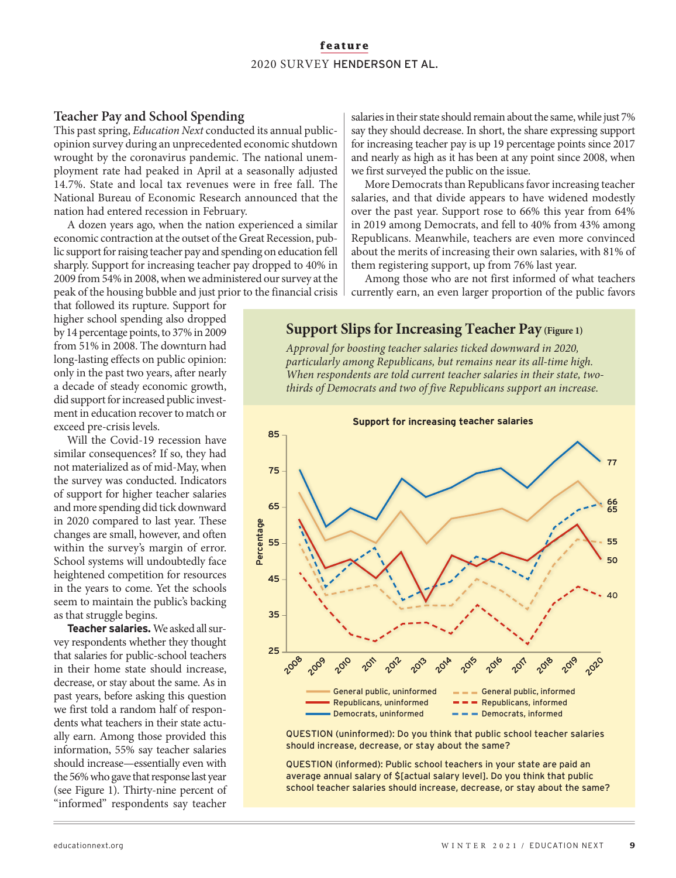## Teacher Pay and School Spending

This past spring, *Education Next* conducted its annual public-opinion survey during an unprecedented economic shutdown wrought by the coronavirus pandemic. The national unemployment rate had peaked in April at a seasonally adjusted 14.7%. State and local tax revenues were in free fall. The National Bureau of Economic Research announced that the nation had entered recession in February.

A dozen years ago, when the nation experienced a similar economic contraction at the outset of the Great Recession, public support for raising teacher pay and spending on education fell sharply. Support for increasing teacher pay dropped to 40% in 2009 from 54% in 2008, when we administered our survey at the peak of the housing bubble and just prior to the financial crisis that followed its rupture. Support for higher school spending also dropped by 14 percentage points, to 37% in 2009 from 51% in 2008. The downturn had long-lasting effects on public opinion: only in the past two years, after nearly a decade of steady economic growth, did support for increased public investment in education recover to match or exceed pre-crisis levels.

Will the Covid-19 recession have similar consequences? If so, they had not materialized as of mid-May, when the survey was conducted. Indicators of support for higher teacher salaries and more spending did tick downward in 2020 compared to last year. These changes are small, however, and often within the survey's margin of error. School systems will undoubtedly face heightened competition for resources in the years to come. Yet the schools seem to maintain the public's backing as that struggle begins.

**Teacher salaries.** We asked all survey respondents whether they thought that salaries for public-school teachers in their home state should increase, decrease, or stay about the same. As in past years, before asking this question we first told a random half of respondents what teachers in their state actually earn. Among those provided this information, 55% say teacher salaries should increase—essentially even with the 56% who gave that response last year (see Figure 1). Thirty-nine percent of "informed" respondents say teacher salaries in their state should remain about the same, while just 7% say they should decrease. In short, the share expressing support for increasing teacher pay is up 19 percentage points since 2017 and nearly as high as it has been at any point since 2008, when we first surveyed the public on the issue.

More Democrats than Republicans favor increasing teacher salaries, and that divide appears to have widened modestly over the past year. Support rose to 66% this year from 64% in 2019 among Democrats, and fell to 40% from 43% among Republicans. Meanwhile, teachers are even more convinced about the merits of increasing their own salaries, with 81% of them registering support, up from 76% last year.

Among those who are not first informed of what teachers currently earn, an even larger proportion of the public favors

### Support Slips for Increasing Teacher Pay (Figure 1)

*Approval for boosting teacher salaries ticked downward in 2020, particularly among Republicans, but remains near its all-time high. When respondents are told current teacher salaries in their state, two-thirds of Democrats and two of five Republicans support an increase.*

**Support for increasing teacher salaries**

Percentage, 2008–2020. 2020 values: Democrats, uninformed 77; Democrats, informed 66; General public, uninformed 65; General public, informed 55; Republicans, uninformed 50; Republicans, informed 40.

Legend: General public, uninformed; Republicans, uninformed; Democrats, uninformed; General public, informed; Republicans, informed; Democrats, informed

QUESTION (uninformed): Do you think that public school teacher salaries should increase, decrease, or stay about the same?

QUESTION (informed): Public school teachers in your state are paid an average annual salary of $[actual salary level]. Do you think that public school teacher salaries should increase, decrease, or stay about the same?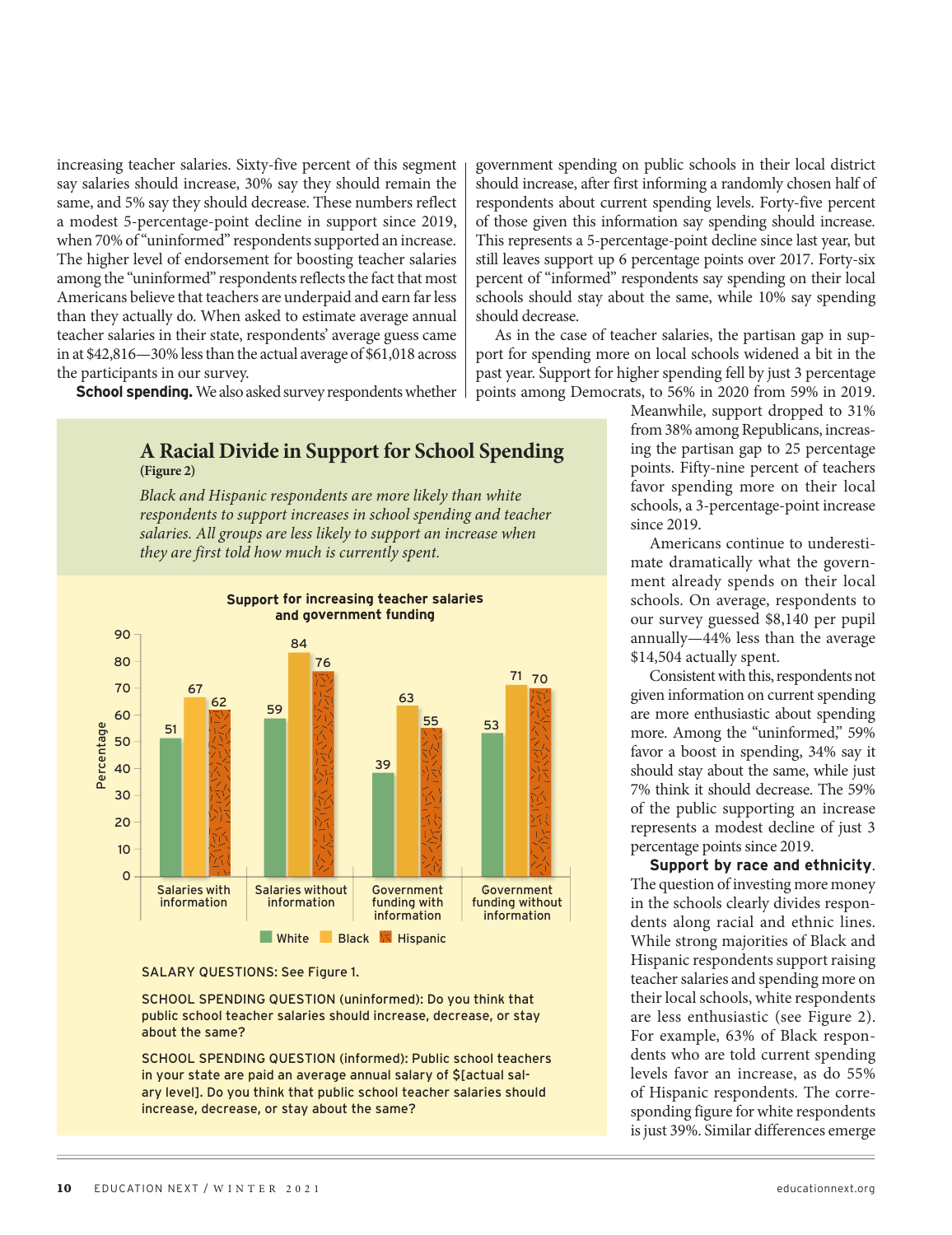increasing teacher salaries. Sixty-five percent of this segment say salaries should increase, 30% say they should remain the same, and 5% say they should decrease. These numbers reflect a modest 5-percentage-point decline in support since 2019, when 70% of "uninformed" respondents supported an increase. The higher level of endorsement for boosting teacher salaries among the "uninformed" respondents reflects the fact that most Americans believe that teachers are underpaid and earn far less than they actually do. When asked to estimate average annual teacher salaries in their state, respondents' average guess came in at $42,816—30% less than the actual average of $61,018 across the participants in our survey.

**School spending.** We also asked survey respondents whether government spending on public schools in their local district should increase, after first informing a randomly chosen half of respondents about current spending levels. Forty-five percent of those given this information say spending should increase. This represents a 5-percentage-point decline since last year, but still leaves support up 6 percentage points over 2017. Forty-six percent of "informed" respondents say spending on their local schools should stay about the same, while 10% say spending should decrease.

As in the case of teacher salaries, the partisan gap in support for spending more on local schools widened a bit in the past year. Support for higher spending fell by just 3 percentage points among Democrats, to 56% in 2020 from 59% in 2019. Meanwhile, support dropped to 31% from 38% among Republicans, increasing the partisan gap to 25 percentage points. Fifty-nine percent of teachers favor spending more on their local schools, a 3-percentage-point increase since 2019.

Americans continue to underestimate dramatically what the government already spends on their local schools. On average, respondents to our survey guessed $8,140 per pupil annually—44% less than the average $14,504 actually spent.

Consistent with this, respondents not given information on current spending are more enthusiastic about spending more. Among the "uninformed," 59% favor a boost in spending, 34% say it should stay about the same, while just 7% think it should decrease. The 59% of the public supporting an increase represents a modest decline of just 3 percentage points since 2019.

**Support by race and ethnicity.** The question of investing more money in the schools clearly divides respondents along racial and ethnic lines. While strong majorities of Black and Hispanic respondents support raising teacher salaries and spending more on their local schools, white respondents are less enthusiastic (see Figure 2). For example, 63% of Black respondents who are told current spending levels favor an increase, as do 55% of Hispanic respondents. The corresponding figure for white respondents is just 39%. Similar differences emerge

## A Racial Divide in Support for School Spending

**(Figure 2)**

*Black and Hispanic respondents are more likely than white respondents to support increases in school spending and teacher salaries. All groups are less likely to support an increase when they are first told how much is currently spent.*

**Support for increasing teacher salaries and government funding**

| Percentage | White | Black | Hispanic |
|---|---|---|---|
| Salaries with information | 51 | 67 | 62 |
| Salaries without information | 59 | 84 | 76 |
| Government funding with information | 39 | 63 | 55 |
| Government funding without information | 53 | 71 | 70 |

SALARY QUESTIONS: See Figure 1.

SCHOOL SPENDING QUESTION (uninformed): Do you think that public school teacher salaries should increase, decrease, or stay about the same?

SCHOOL SPENDING QUESTION (informed): Public school teachers in your state are paid an average annual salary of $[actual salary level]. Do you think that public school teacher salaries should increase, decrease, or stay about the same?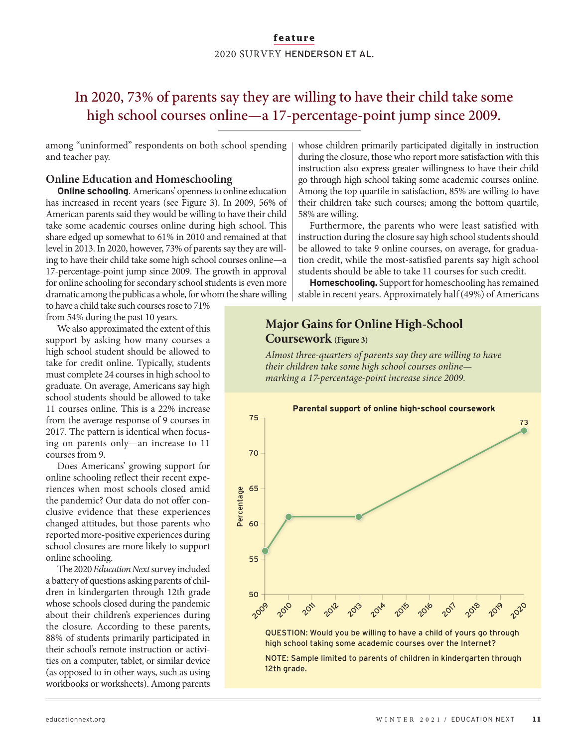In 2020, 73% of parents say they are willing to have their child take some high school courses online—a 17-percentage-point jump since 2009.

among "uninformed" respondents on both school spending and teacher pay.

## Online Education and Homeschooling

**Online schooling**. Americans' openness to online education has increased in recent years (see Figure 3). In 2009, 56% of American parents said they would be willing to have their child take some academic courses online during high school. This share edged up somewhat to 61% in 2010 and remained at that level in 2013. In 2020, however, 73% of parents say they are willing to have their child take some high school courses online—a 17-percentage-point jump since 2009. The growth in approval for online schooling for secondary school students is even more dramatic among the public as a whole, for whom the share willing to have a child take such courses rose to 71% from 54% during the past 10 years.

We also approximated the extent of this support by asking how many courses a high school student should be allowed to take for credit online. Typically, students must complete 24 courses in high school to graduate. On average, Americans say high school students should be allowed to take 11 courses online. This is a 22% increase from the average response of 9 courses in 2017. The pattern is identical when focusing on parents only—an increase to 11 courses from 9.

Does Americans' growing support for online schooling reflect their recent experiences when most schools closed amid the pandemic? Our data do not offer conclusive evidence that these experiences changed attitudes, but those parents who reported more-positive experiences during school closures are more likely to support online schooling.

The 2020 *Education Next* survey included a battery of questions asking parents of children in kindergarten through 12th grade whose schools closed during the pandemic about their children's experiences during the closure. According to these parents, 88% of students primarily participated in their school's remote instruction or activities on a computer, tablet, or similar device (as opposed to in other ways, such as using workbooks or worksheets). Among parents whose children primarily participated digitally in instruction during the closure, those who report more satisfaction with this instruction also express greater willingness to have their child go through high school taking some academic courses online. Among the top quartile in satisfaction, 85% are willing to have their children take such courses; among the bottom quartile, 58% are willing.

Furthermore, the parents who were least satisfied with instruction during the closure say high school students should be allowed to take 9 online courses, on average, for graduation credit, while the most-satisfied parents say high school students should be able to take 11 courses for such credit.

**Homeschooling.** Support for homeschooling has remained stable in recent years. Approximately half (49%) of Americans

### Major Gains for Online High-School Coursework (Figure 3)

*Almost three-quarters of parents say they are willing to have their children take some high school courses online—marking a 17-percentage-point increase since 2009.*

**Parental support of online high-school coursework**

| Year | Percentage |
|---|---|
| 2009 | 56 |
| 2010 | 61 |
| 2013 | 61 |
| 2020 | 73 |

QUESTION: Would you be willing to have a child of yours go through high school taking some academic courses over the Internet?

NOTE: Sample limited to parents of children in kindergarten through 12th grade.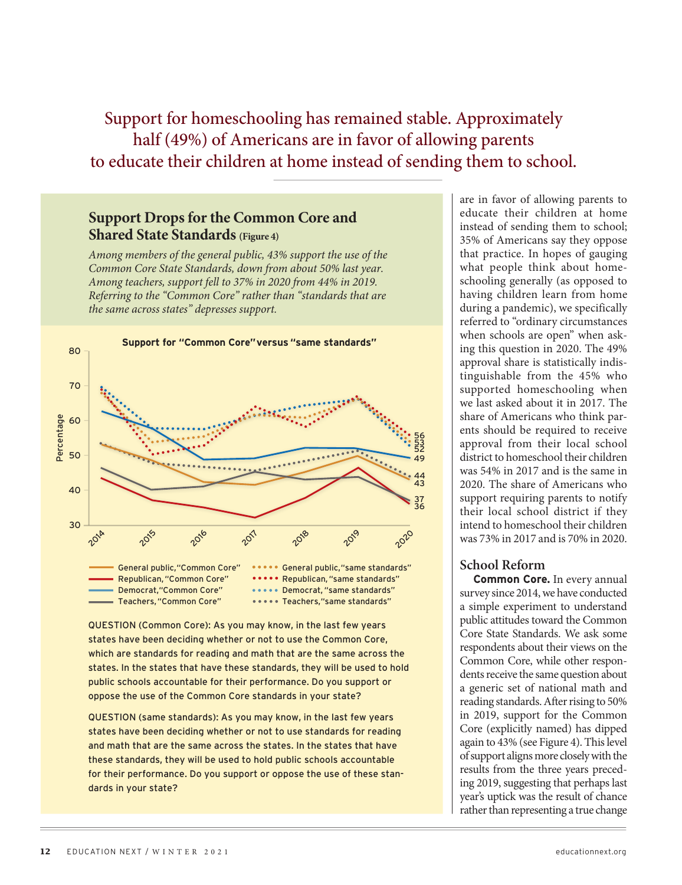## Support for homeschooling has remained stable. Approximately half (49%) of Americans are in favor of allowing parents to educate their children at home instead of sending them to school.

### Support Drops for the Common Core and Shared State Standards (Figure 4)

*Among members of the general public, 43% support the use of the Common Core State Standards, down from about 50% last year. Among teachers, support fell to 37% in 2020 from 44% in 2019. Referring to the "Common Core" rather than "standards that are the same across states" depresses support.*

**Support for "Common Core" versus "same standards"**

Legend: General public, "Common Core"; Republican, "Common Core"; Democrat, "Common Core"; Teachers, "Common Core"; General public, "same standards"; Republican, "same standards"; Democrat, "same standards"; Teachers, "same standards"

2020 values: 56, 53, 52, 49, 44, 43, 37, 36

QUESTION (Common Core): As you may know, in the last few years states have been deciding whether or not to use the Common Core, which are standards for reading and math that are the same across the states. In the states that have these standards, they will be used to hold public schools accountable for their performance. Do you support or oppose the use of the Common Core standards in your state?

QUESTION (same standards): As you may know, in the last few years states have been deciding whether or not to use standards for reading and math that are the same across the states. In the states that have these standards, they will be used to hold public schools accountable for their performance. Do you support or oppose the use of these standards in your state?

are in favor of allowing parents to educate their children at home instead of sending them to school; 35% of Americans say they oppose that practice. In hopes of gauging what people think about homeschooling generally (as opposed to having children learn from home during a pandemic), we specifically referred to "ordinary circumstances when schools are open" when asking this question in 2020. The 49% approval share is statistically indistinguishable from the 45% who supported homeschooling when we last asked about it in 2017. The share of Americans who think parents should be required to receive approval from their local school district to homeschool their children was 54% in 2017 and is the same in 2020. The share of Americans who support requiring parents to notify their local school district if they intend to homeschool their children was 73% in 2017 and is 70% in 2020.

## School Reform

**Common Core.** In every annual survey since 2014, we have conducted a simple experiment to understand public attitudes toward the Common Core State Standards. We ask some respondents about their views on the Common Core, while other respondents receive the same question about a generic set of national math and reading standards. After rising to 50% in 2019, support for the Common Core (explicitly named) has dipped again to 43% (see Figure 4). This level of support aligns more closely with the results from the three years preceding 2019, suggesting that perhaps last year's uptick was the result of chance rather than representing a true change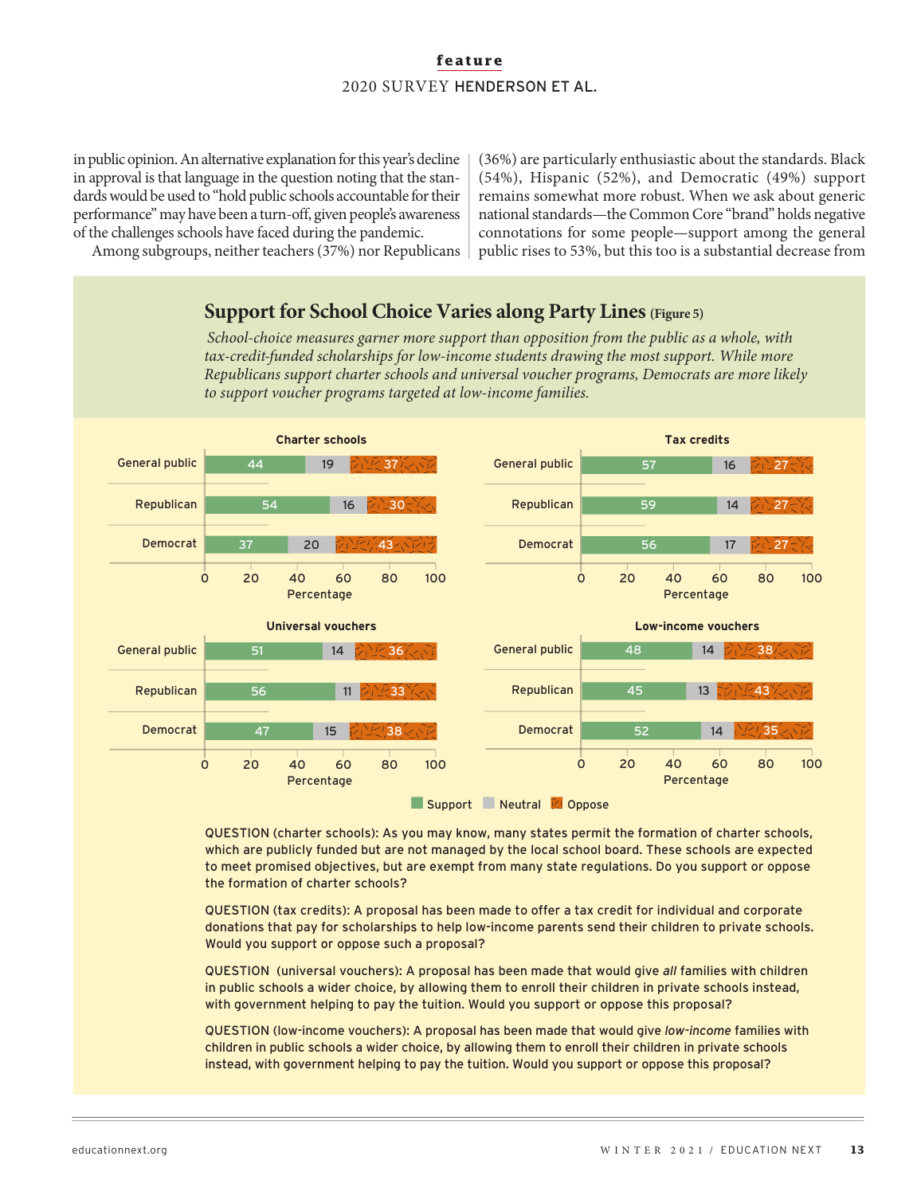in public opinion. An alternative explanation for this year's decline in approval is that language in the question noting that the standards would be used to "hold public schools accountable for their performance" may have been a turn-off, given people's awareness of the challenges schools have faced during the pandemic.

Among subgroups, neither teachers (37%) nor Republicans (36%) are particularly enthusiastic about the standards. Black (54%), Hispanic (52%), and Democratic (49%) support remains somewhat more robust. When we ask about generic national standards—the Common Core "brand" holds negative connotations for some people—support among the general public rises to 53%, but this too is a substantial decrease from

## Support for School Choice Varies along Party Lines (Figure 5)

*School-choice measures garner more support than opposition from the public as a whole, with tax-credit-funded scholarships for low-income students drawing the most support. While more Republicans support charter schools and universal voucher programs, Democrats are more likely to support voucher programs targeted at low-income families.*

**Charter schools**

| | Support | Neutral | Oppose |
|---|---|---|---|
| General public | 44 | 19 | 37 |
| Republican | 54 | 16 | 30 |
| Democrat | 37 | 20 | 43 |

**Tax credits**

| | Support | Neutral | Oppose |
|---|---|---|---|
| General public | 57 | 16 | 27 |
| Republican | 59 | 14 | 27 |
| Democrat | 56 | 17 | 27 |

**Universal vouchers**

| | Support | Neutral | Oppose |
|---|---|---|---|
| General public | 51 | 14 | 36 |
| Republican | 56 | 11 | 33 |
| Democrat | 47 | 15 | 38 |

**Low-income vouchers**

| | Support | Neutral | Oppose |
|---|---|---|---|
| General public | 48 | 14 | 38 |
| Republican | 45 | 13 | 43 |
| Democrat | 52 | 14 | 35 |

Percentage

QUESTION (charter schools): As you may know, many states permit the formation of charter schools, which are publicly funded but are not managed by the local school board. These schools are expected to meet promised objectives, but are exempt from many state regulations. Do you support or oppose the formation of charter schools?

QUESTION (tax credits): A proposal has been made to offer a tax credit for individual and corporate donations that pay for scholarships to help low-income parents send their children to private schools. Would you support or oppose such a proposal?

QUESTION (universal vouchers): A proposal has been made that would give *all* families with children in public schools a wider choice, by allowing them to enroll their children in private schools instead, with government helping to pay the tuition. Would you support or oppose this proposal?

QUESTION (low-income vouchers): A proposal has been made that would give *low-income* families with children in public schools a wider choice, by allowing them to enroll their children in private schools instead, with government helping to pay the tuition. Would you support or oppose this proposal?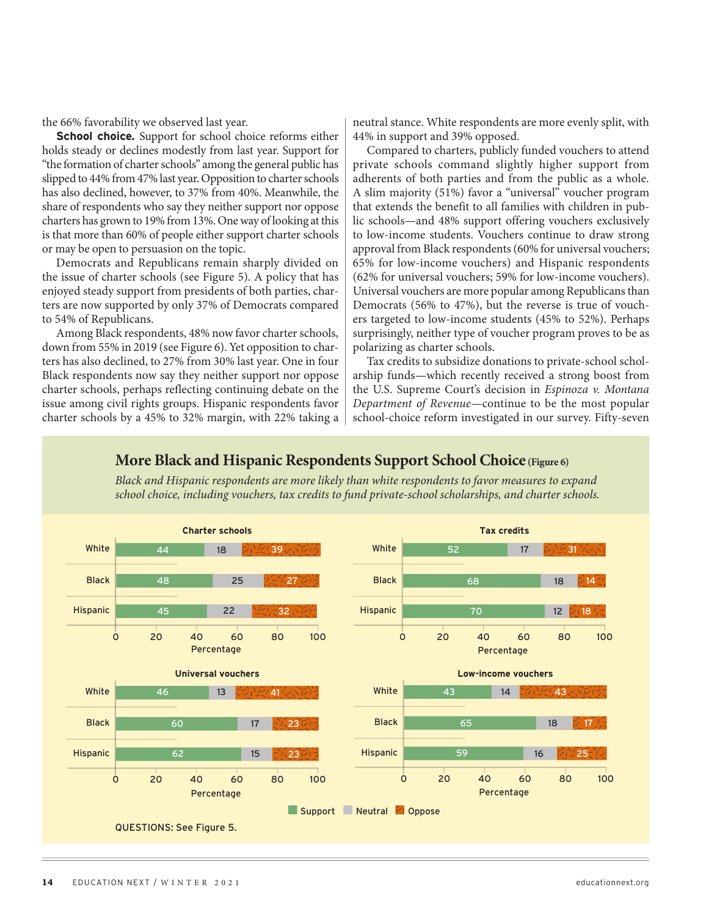the 66% favorability we observed last year.

**School choice.** Support for school choice reforms either holds steady or declines modestly from last year. Support for "the formation of charter schools" among the general public has slipped to 44% from 47% last year. Opposition to charter schools has also declined, however, to 37% from 40%. Meanwhile, the share of respondents who say they neither support nor oppose charters has grown to 19% from 13%. One way of looking at this is that more than 60% of people either support charter schools or may be open to persuasion on the topic.

Democrats and Republicans remain sharply divided on the issue of charter schools (see Figure 5). A policy that has enjoyed steady support from presidents of both parties, charters are now supported by only 37% of Democrats compared to 54% of Republicans.

Among Black respondents, 48% now favor charter schools, down from 55% in 2019 (see Figure 6). Yet opposition to charters has also declined, to 27% from 30% last year. One in four Black respondents now say they neither support nor oppose charter schools, perhaps reflecting continuing debate on the issue among civil rights groups. Hispanic respondents favor charter schools by a 45% to 32% margin, with 22% taking a neutral stance. White respondents are more evenly split, with 44% in support and 39% opposed.

Compared to charters, publicly funded vouchers to attend private schools command slightly higher support from adherents of both parties and from the public as a whole. A slim majority (51%) favor a "universal" voucher program that extends the benefit to all families with children in public schools—and 48% support offering vouchers exclusively to low-income students. Vouchers continue to draw strong approval from Black respondents (60% for universal vouchers; 65% for low-income vouchers) and Hispanic respondents (62% for universal vouchers; 59% for low-income vouchers). Universal vouchers are more popular among Republicans than Democrats (56% to 47%), but the reverse is true of vouchers targeted to low-income students (45% to 52%). Perhaps surprisingly, neither type of voucher program proves to be as polarizing as charter schools.

Tax credits to subsidize donations to private-school scholarship funds—which recently received a strong boost from the U.S. Supreme Court's decision in *Espinoza v. Montana Department of Revenue*—continue to be the most popular school-choice reform investigated in our survey. Fifty-seven

## More Black and Hispanic Respondents Support School Choice (Figure 6)

*Black and Hispanic respondents are more likely than white respondents to favor measures to expand school choice, including vouchers, tax credits to fund private-school scholarships, and charter schools.*

**Charter schools** (Percentage)

| | Support | Neutral | Oppose |
|---|---|---|---|
| White | 44 | 18 | 39 |
| Black | 48 | 25 | 27 |
| Hispanic | 45 | 22 | 32 |

**Tax credits** (Percentage)

| | Support | Neutral | Oppose |
|---|---|---|---|
| White | 52 | 17 | 31 |
| Black | 68 | 18 | 14 |
| Hispanic | 70 | 12 | 18 |

**Universal vouchers** (Percentage)

| | Support | Neutral | Oppose |
|---|---|---|---|
| White | 46 | 13 | 41 |
| Black | 60 | 17 | 23 |
| Hispanic | 62 | 15 | 23 |

**Low-income vouchers** (Percentage)

| | Support | Neutral | Oppose |
|---|---|---|---|
| White | 43 | 14 | 43 |
| Black | 65 | 18 | 17 |
| Hispanic | 59 | 16 | 25 |

QUESTIONS: See Figure 5.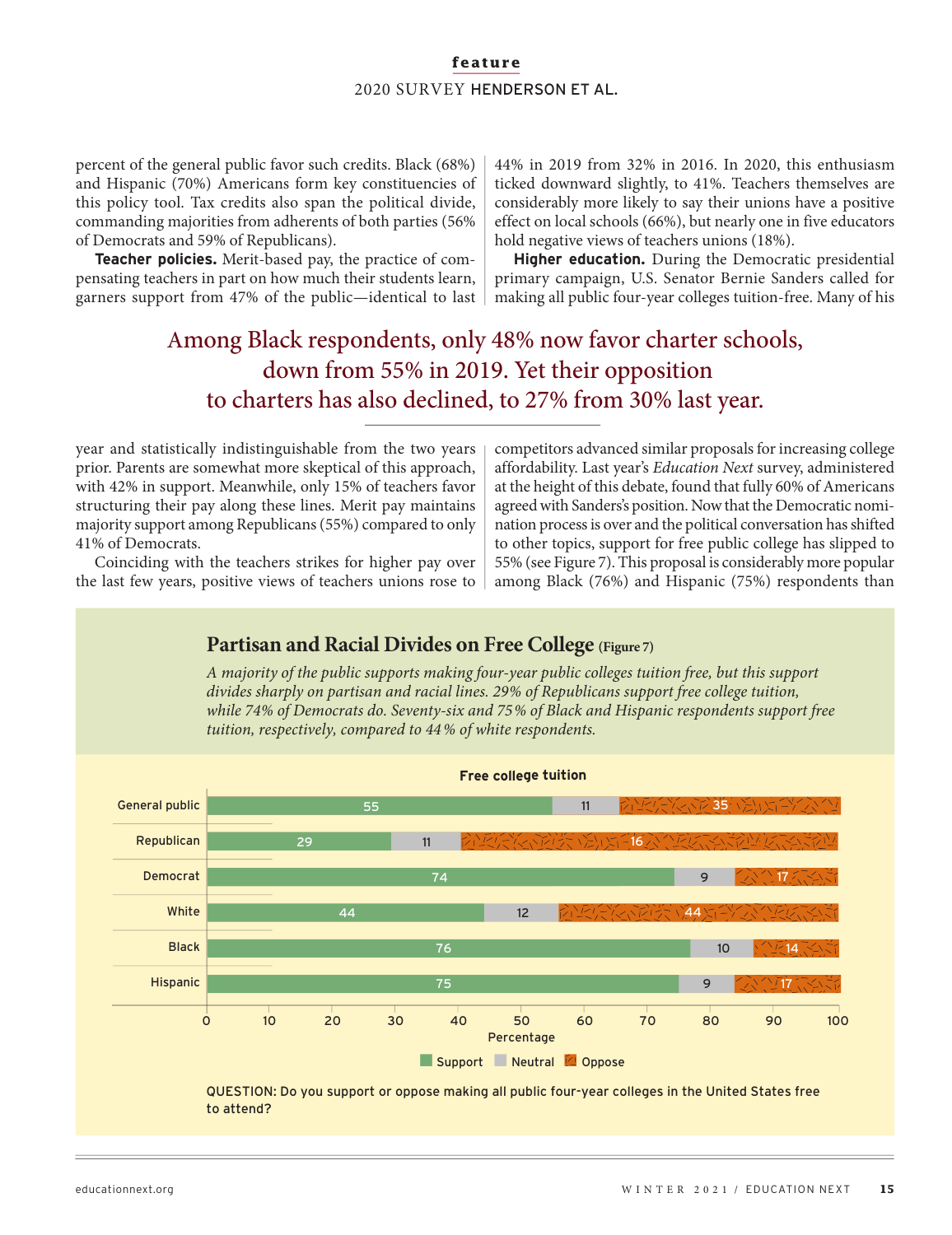percent of the general public favor such credits. Black (68%) and Hispanic (70%) Americans form key constituencies of this policy tool. Tax credits also span the political divide, commanding majorities from adherents of both parties (56% of Democrats and 59% of Republicans).

**Teacher policies.** Merit-based pay, the practice of compensating teachers in part on how much their students learn, garners support from 47% of the public—identical to last year and statistically indistinguishable from the two years prior. Parents are somewhat more skeptical of this approach, with 42% in support. Meanwhile, only 15% of teachers favor structuring their pay along these lines. Merit pay maintains majority support among Republicans (55%) compared to only 41% of Democrats.

Coinciding with the teachers strikes for higher pay over the last few years, positive views of teachers unions rose to 44% in 2019 from 32% in 2016. In 2020, this enthusiasm ticked downward slightly, to 41%. Teachers themselves are considerably more likely to say their unions have a positive effect on local schools (66%), but nearly one in five educators hold negative views of teachers unions (18%).

**Higher education.** During the Democratic presidential primary campaign, U.S. Senator Bernie Sanders called for making all public four-year colleges tuition-free. Many of his competitors advanced similar proposals for increasing college affordability. Last year's *Education Next* survey, administered at the height of this debate, found that fully 60% of Americans agreed with Sanders's position. Now that the Democratic nomination process is over and the political conversation has shifted to other topics, support for free public college has slipped to 55% (see Figure 7). This proposal is considerably more popular among Black (76%) and Hispanic (75%) respondents than

> Among Black respondents, only 48% now favor charter schools, down from 55% in 2019. Yet their opposition to charters has also declined, to 27% from 30% last year.

## Partisan and Racial Divides on Free College (Figure 7)

*A majority of the public supports making four-year public colleges tuition free, but this support divides sharply on partisan and racial lines. 29% of Republicans support free college tuition, while 74% of Democrats do. Seventy-six and 75% of Black and Hispanic respondents support free tuition, respectively, compared to 44% of white respondents.*

**Free college tuition** (Percentage)

| | Support | Neutral | Oppose |
|---|---|---|---|
| General public | 55 | 11 | 35 |
| Republican | 29 | 11 | 16 |
| Democrat | 74 | 9 | 17 |
| White | 44 | 12 | 44 |
| Black | 76 | 10 | 14 |
| Hispanic | 75 | 9 | 17 |

QUESTION: Do you support or oppose making all public four-year colleges in the United States free to attend?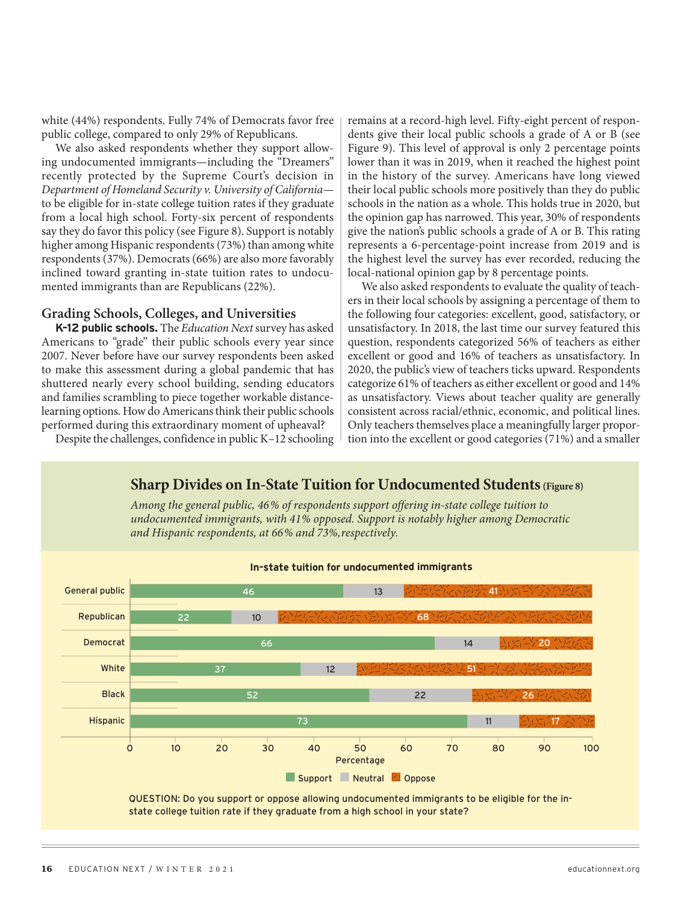white (44%) respondents. Fully 74% of Democrats favor free public college, compared to only 29% of Republicans.

We also asked respondents whether they support allowing undocumented immigrants—including the "Dreamers" recently protected by the Supreme Court's decision in *Department of Homeland Security v. University of California*—to be eligible for in-state college tuition rates if they graduate from a local high school. Forty-six percent of respondents say they do favor this policy (see Figure 8). Support is notably higher among Hispanic respondents (73%) than among white respondents (37%). Democrats (66%) are also more favorably inclined toward granting in-state tuition rates to undocumented immigrants than are Republicans (22%).

## Grading Schools, Colleges, and Universities

**K–12 public schools.** The *Education Next* survey has asked Americans to "grade" their public schools every year since 2007. Never before have our survey respondents been asked to make this assessment during a global pandemic that has shuttered nearly every school building, sending educators and families scrambling to piece together workable distance-learning options. How do Americans think their public schools performed during this extraordinary moment of upheaval?

Despite the challenges, confidence in public K–12 schooling remains at a record-high level. Fifty-eight percent of respondents give their local public schools a grade of A or B (see Figure 9). This level of approval is only 2 percentage points lower than it was in 2019, when it reached the highest point in the history of the survey. Americans have long viewed their local public schools more positively than they do public schools in the nation as a whole. This holds true in 2020, but the opinion gap has narrowed. This year, 30% of respondents give the nation's public schools a grade of A or B. This rating represents a 6-percentage-point increase from 2019 and is the highest level the survey has ever recorded, reducing the local-national opinion gap by 8 percentage points.

We also asked respondents to evaluate the quality of teachers in their local schools by assigning a percentage of them to the following four categories: excellent, good, satisfactory, or unsatisfactory. In 2018, the last time our survey featured this question, respondents categorized 56% of teachers as either excellent or good and 16% of teachers as unsatisfactory. In 2020, the public's view of teachers ticks upward. Respondents categorize 61% of teachers as either excellent or good and 14% as unsatisfactory. Views about teacher quality are generally consistent across racial/ethnic, economic, and political lines. Only teachers themselves place a meaningfully larger proportion into the excellent or good categories (71%) and a smaller

### Sharp Divides on In-State Tuition for Undocumented Students (Figure 8)

*Among the general public, 46% of respondents support offering in-state college tuition to undocumented immigrants, with 41% opposed. Support is notably higher among Democratic and Hispanic respondents, at 66% and 73%, respectively.*

**In-state tuition for undocumented immigrants**

| Group | Support | Neutral | Oppose |
|---|---|---|---|
| General public | 46 | 13 | 41 |
| Republican | 22 | 10 | 68 |
| Democrat | 66 | 14 | 20 |
| White | 37 | 12 | 51 |
| Black | 52 | 22 | 26 |
| Hispanic | 73 | 11 | 17 |

Percentage

QUESTION: Do you support or oppose allowing undocumented immigrants to be eligible for the in-state college tuition rate if they graduate from a high school in your state?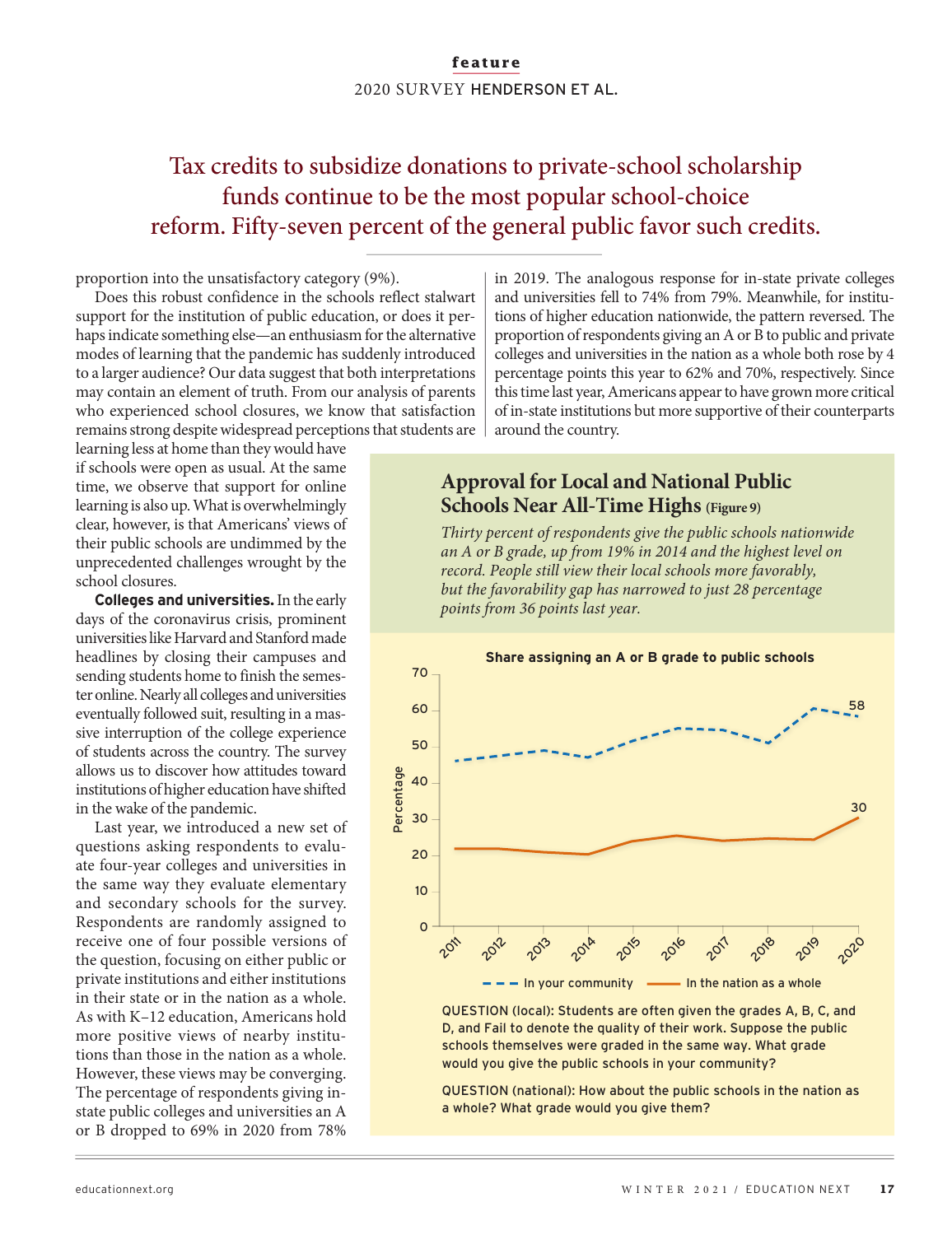## Tax credits to subsidize donations to private-school scholarship funds continue to be the most popular school-choice reform. Fifty-seven percent of the general public favor such credits.

proportion into the unsatisfactory category (9%).

Does this robust confidence in the schools reflect stalwart support for the institution of public education, or does it perhaps indicate something else—an enthusiasm for the alternative modes of learning that the pandemic has suddenly introduced to a larger audience? Our data suggest that both interpretations may contain an element of truth. From our analysis of parents who experienced school closures, we know that satisfaction remains strong despite widespread perceptions that students are learning less at home than they would have if schools were open as usual. At the same time, we observe that support for online learning is also up. What is overwhelmingly clear, however, is that Americans' views of their public schools are undimmed by the unprecedented challenges wrought by the school closures.

**Colleges and universities.** In the early days of the coronavirus crisis, prominent universities like Harvard and Stanford made headlines by closing their campuses and sending students home to finish the semester online. Nearly all colleges and universities eventually followed suit, resulting in a massive interruption of the college experience of students across the country. The survey allows us to discover how attitudes toward institutions of higher education have shifted in the wake of the pandemic.

Last year, we introduced a new set of questions asking respondents to evaluate four-year colleges and universities in the same way they evaluate elementary and secondary schools for the survey. Respondents are randomly assigned to receive one of four possible versions of the question, focusing on either public or private institutions and either institutions in their state or in the nation as a whole. As with K–12 education, Americans hold more positive views of nearby institutions than those in the nation as a whole. However, these views may be converging. The percentage of respondents giving in-state public colleges and universities an A or B dropped to 69% in 2020 from 78% in 2019. The analogous response for in-state private colleges and universities fell to 74% from 79%. Meanwhile, for institutions of higher education nationwide, the pattern reversed. The proportion of respondents giving an A or B to public and private colleges and universities in the nation as a whole both rose by 4 percentage points this year to 62% and 70%, respectively. Since this time last year, Americans appear to have grown more critical of in-state institutions but more supportive of their counterparts around the country.

### Approval for Local and National Public Schools Near All-Time Highs (Figure 9)

*Thirty percent of respondents give the public schools nationwide an A or B grade, up from 19% in 2014 and the highest level on record. People still view their local schools more favorably, but the favorability gap has narrowed to just 28 percentage points from 36 points last year.*

**Share assigning an A or B grade to public schools**

| Year | In your community | In the nation as a whole |
|---|---|---|
| 2011 | | |
| 2012 | | |
| 2013 | | |
| 2014 | | |
| 2015 | | |
| 2016 | | |
| 2017 | | |
| 2018 | | |
| 2019 | | |
| 2020 | 58 | 30 |

QUESTION (local): Students are often given the grades A, B, C, and D, and Fail to denote the quality of their work. Suppose the public schools themselves were graded in the same way. What grade would you give the public schools in your community?

QUESTION (national): How about the public schools in the nation as a whole? What grade would you give them?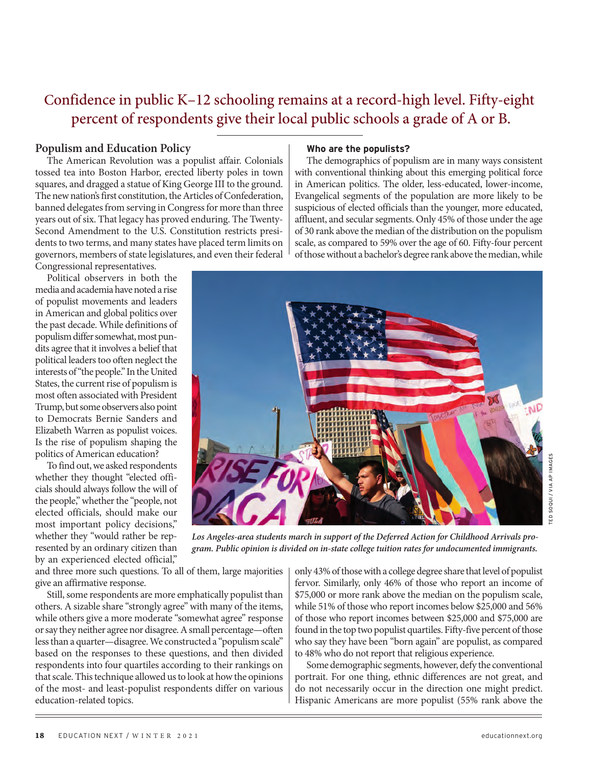Confidence in public K–12 schooling remains at a record-high level. Fifty-eight percent of respondents give their local public schools a grade of A or B.

## Populism and Education Policy

The American Revolution was a populist affair. Colonials tossed tea into Boston Harbor, erected liberty poles in town squares, and dragged a statue of King George III to the ground. The new nation's first constitution, the Articles of Confederation, banned delegates from serving in Congress for more than three years out of six. That legacy has proved enduring. The Twenty-Second Amendment to the U.S. Constitution restricts presidents to two terms, and many states have placed term limits on governors, members of state legislatures, and even their federal Congressional representatives.

Political observers in both the media and academia have noted a rise of populist movements and leaders in American and global politics over the past decade. While definitions of populism differ somewhat, most pundits agree that it involves a belief that political leaders too often neglect the interests of "the people." In the United States, the current rise of populism is most often associated with President Trump, but some observers also point to Democrats Bernie Sanders and Elizabeth Warren as populist voices. Is the rise of populism shaping the politics of American education?

To find out, we asked respondents whether they thought "elected officials should always follow the will of the people," whether the "people, not elected officials, should make our most important policy decisions," whether they "would rather be represented by an ordinary citizen than by an experienced elected official," and three more such questions. To all of them, large majorities give an affirmative response.

Still, some respondents are more emphatically populist than others. A sizable share "strongly agree" with many of the items, while others give a more moderate "somewhat agree" response or say they neither agree nor disagree. A small percentage—often less than a quarter—disagree. We constructed a "populism scale" based on the responses to these questions, and then divided respondents into four quartiles according to their rankings on that scale. This technique allowed us to look at how the opinions of the most- and least-populist respondents differ on various education-related topics.

### Who are the populists?

The demographics of populism are in many ways consistent with conventional thinking about this emerging political force in American politics. The older, less-educated, lower-income, Evangelical segments of the population are more likely to be suspicious of elected officials than the younger, more educated, affluent, and secular segments. Only 45% of those under the age of 30 rank above the median of the distribution on the populism scale, as compared to 59% over the age of 60. Fifty-four percent of those without a bachelor's degree rank above the median, while only 43% of those with a college degree share that level of populist fervor. Similarly, only 46% of those who report an income of $75,000 or more rank above the median on the populism scale, while 51% of those who report incomes below $25,000 and 56% of those who report incomes between $25,000 and $75,000 are found in the top two populist quartiles. Fifty-five percent of those who say they have been "born again" are populist, as compared to 48% who do not report that religious experience.

*Los Angeles-area students march in support of the Deferred Action for Childhood Arrivals program. Public opinion is divided on in-state college tuition rates for undocumented immigrants.*

TED SOQUI / VIA AP IMAGES

Some demographic segments, however, defy the conventional portrait. For one thing, ethnic differences are not great, and do not necessarily occur in the direction one might predict. Hispanic Americans are more populist (55% rank above the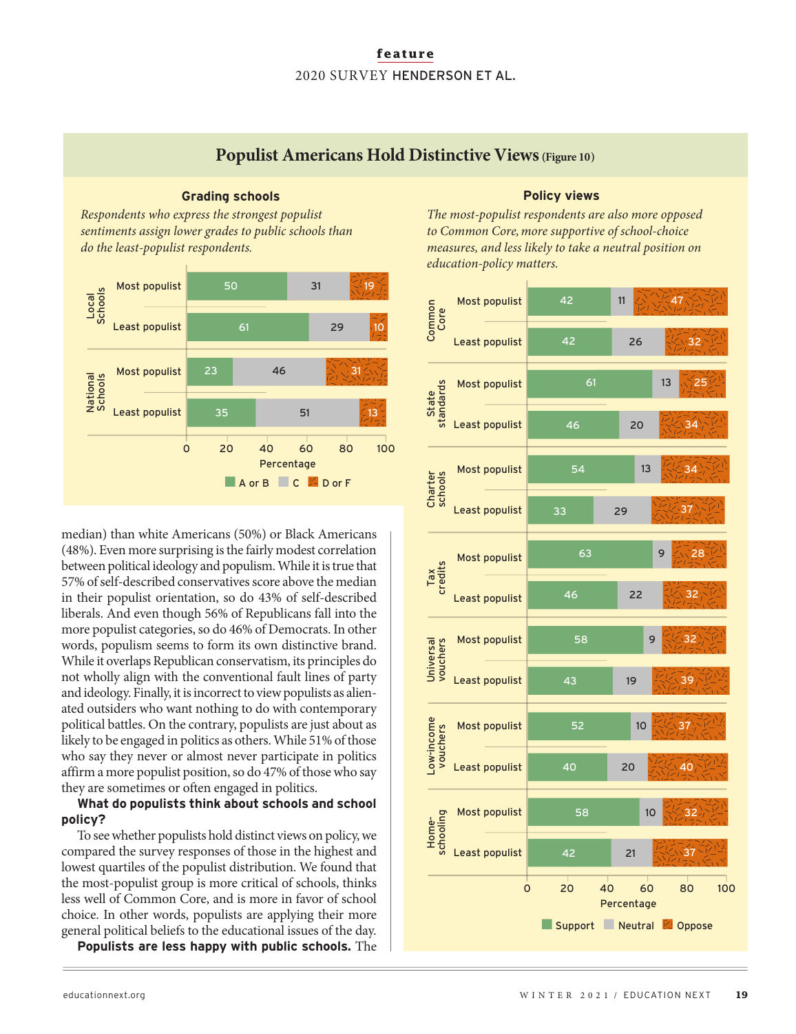## Populist Americans Hold Distinctive Views (Figure 10)

### Grading schools

*Respondents who express the strongest populist sentiments assign lower grades to public schools than do the least-populist respondents.*

| | | A or B | C | D or F |
|---|---|---|---|---|
| Local Schools | Most populist | 50 | 31 | 19 |
| | Least populist | 61 | 29 | 10 |
| National Schools | Most populist | 23 | 46 | 31 |
| | Least populist | 35 | 51 | 13 |

Percentage

### Policy views

*The most-populist respondents are also more opposed to Common Core, more supportive of school-choice measures, and less likely to take a neutral position on education-policy matters.*

| | | Support | Neutral | Oppose |
|---|---|---|---|---|
| Common Core | Most populist | 42 | 11 | 47 |
| | Least populist | 42 | 26 | 32 |
| State standards | Most populist | 61 | 13 | 25 |
| | Least populist | 46 | 20 | 34 |
| Charter schools | Most populist | 54 | 13 | 34 |
| | Least populist | 33 | 29 | 37 |
| Tax credits | Most populist | 63 | 9 | 28 |
| | Least populist | 46 | 22 | 32 |
| Universal vouchers | Most populist | 58 | 9 | 32 |
| | Least populist | 43 | 19 | 39 |
| Low-income vouchers | Most populist | 52 | 10 | 37 |
| | Least populist | 40 | 20 | 40 |
| Home-schooling | Most populist | 58 | 10 | 32 |
| | Least populist | 42 | 21 | 37 |

Percentage

median) than white Americans (50%) or Black Americans (48%). Even more surprising is the fairly modest correlation between political ideology and populism. While it is true that 57% of self-described conservatives score above the median in their populist orientation, so do 43% of self-described liberals. And even though 56% of Republicans fall into the more populist categories, so do 46% of Democrats. In other words, populism seems to form its own distinctive brand. While it overlaps Republican conservatism, its principles do not wholly align with the conventional fault lines of party and ideology. Finally, it is incorrect to view populists as alienated outsiders who want nothing to do with contemporary political battles. On the contrary, populists are just about as likely to be engaged in politics as others. While 51% of those who say they never or almost never participate in politics affirm a more populist position, so do 47% of those who say they are sometimes or often engaged in politics.

**What do populists think about schools and school policy?**

To see whether populists hold distinct views on policy, we compared the survey responses of those in the highest and lowest quartiles of the populist distribution. We found that the most-populist group is more critical of schools, thinks less well of Common Core, and is more in favor of school choice. In other words, populists are applying their more general political beliefs to the educational issues of the day.

**Populists are less happy with public schools.** The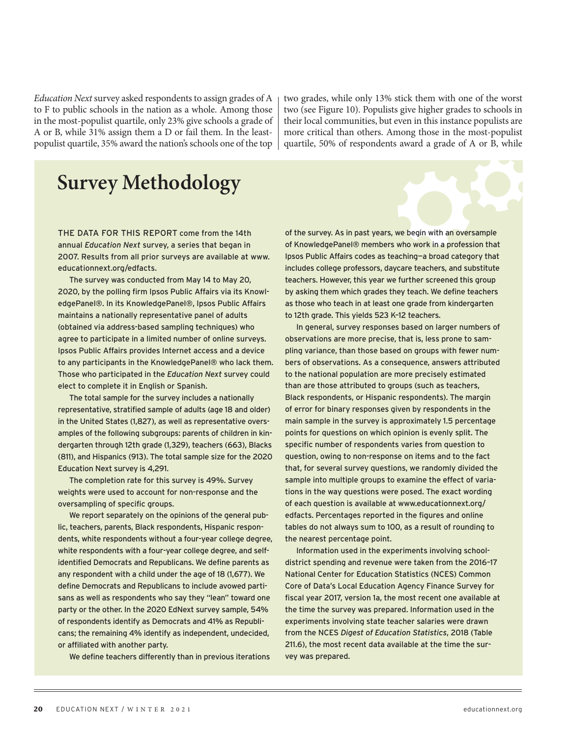*Education Next* survey asked respondents to assign grades of A to F to public schools in the nation as a whole. Among those in the most-populist quartile, only 23% give schools a grade of A or B, while 31% assign them a D or fail them. In the least-populist quartile, 35% award the nation's schools one of the top two grades, while only 13% stick them with one of the worst two (see Figure 10). Populists give higher grades to schools in their local communities, but even in this instance populists are more critical than others. Among those in the most-populist quartile, 50% of respondents award a grade of A or B, while

## Survey Methodology

THE DATA FOR THIS REPORT come from the 14th annual *Education Next* survey, a series that began in 2007. Results from all prior surveys are available at www.educationnext.org/edfacts.

The survey was conducted from May 14 to May 20, 2020, by the polling firm Ipsos Public Affairs via its KnowledgePanel®. In its KnowledgePanel®, Ipsos Public Affairs maintains a nationally representative panel of adults (obtained via address-based sampling techniques) who agree to participate in a limited number of online surveys. Ipsos Public Affairs provides Internet access and a device to any participants in the KnowledgePanel® who lack them. Those who participated in the *Education Next* survey could elect to complete it in English or Spanish.

The total sample for the survey includes a nationally representative, stratified sample of adults (age 18 and older) in the United States (1,827), as well as representative oversamples of the following subgroups: parents of children in kindergarten through 12th grade (1,329), teachers (663), Blacks (811), and Hispanics (913). The total sample size for the 2020 Education Next survey is 4,291.

The completion rate for this survey is 49%. Survey weights were used to account for non-response and the oversampling of specific groups.

We report separately on the opinions of the general public, teachers, parents, Black respondents, Hispanic respondents, white respondents without a four-year college degree, white respondents with a four-year college degree, and self-identified Democrats and Republicans. We define parents as any respondent with a child under the age of 18 (1,677). We define Democrats and Republicans to include avowed partisans as well as respondents who say they "lean" toward one party or the other. In the 2020 EdNext survey sample, 54% of respondents identify as Democrats and 41% as Republicans; the remaining 4% identify as independent, undecided, or affiliated with another party.

We define teachers differently than in previous iterations of the survey. As in past years, we begin with an oversample of KnowledgePanel® members who work in a profession that Ipsos Public Affairs codes as teaching—a broad category that includes college professors, daycare teachers, and substitute teachers. However, this year we further screened this group by asking them which grades they teach. We define teachers as those who teach in at least one grade from kindergarten to 12th grade. This yields 523 K–12 teachers.

In general, survey responses based on larger numbers of observations are more precise, that is, less prone to sampling variance, than those based on groups with fewer numbers of observations. As a consequence, answers attributed to the national population are more precisely estimated than are those attributed to groups (such as teachers, Black respondents, or Hispanic respondents). The margin of error for binary responses given by respondents in the main sample in the survey is approximately 1.5 percentage points for questions on which opinion is evenly split. The specific number of respondents varies from question to question, owing to non-response on items and to the fact that, for several survey questions, we randomly divided the sample into multiple groups to examine the effect of variations in the way questions were posed. The exact wording of each question is available at www.educationnext.org/edfacts. Percentages reported in the figures and online tables do not always sum to 100, as a result of rounding to the nearest percentage point.

Information used in the experiments involving school-district spending and revenue were taken from the 2016–17 National Center for Education Statistics (NCES) Common Core of Data's Local Education Agency Finance Survey for fiscal year 2017, version 1a, the most recent one available at the time the survey was prepared. Information used in the experiments involving state teacher salaries were drawn from the NCES *Digest of Education Statistics*, 2018 (Table 211.6), the most recent data available at the time the survey was prepared.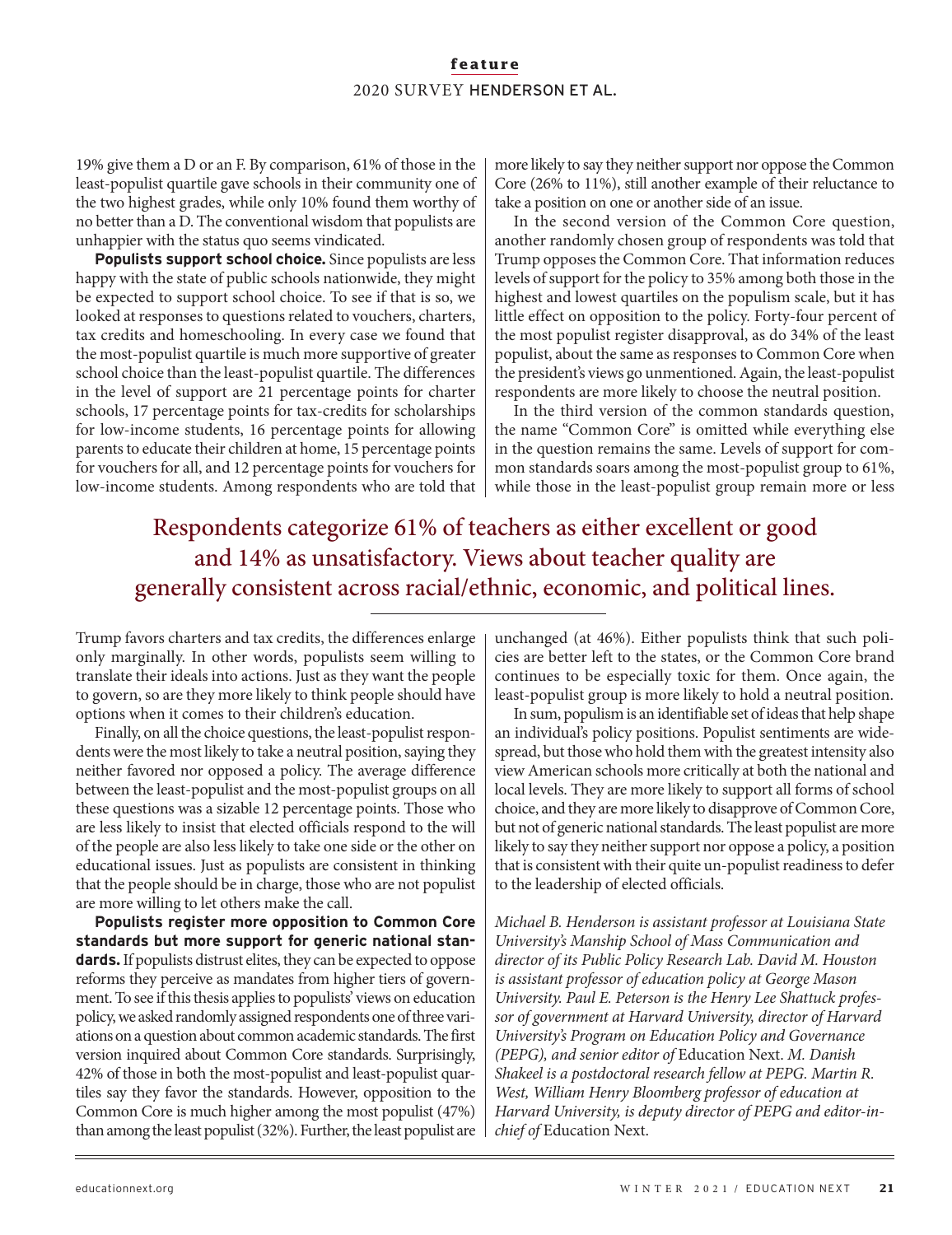19% give them a D or an F. By comparison, 61% of those in the least-populist quartile gave schools in their community one of the two highest grades, while only 10% found them worthy of no better than a D. The conventional wisdom that populists are unhappier with the status quo seems vindicated.

**Populists support school choice.** Since populists are less happy with the state of public schools nationwide, they might be expected to support school choice. To see if that is so, we looked at responses to questions related to vouchers, charters, tax credits and homeschooling. In every case we found that the most-populist quartile is much more supportive of greater school choice than the least-populist quartile. The differences in the level of support are 21 percentage points for charter schools, 17 percentage points for tax-credits for scholarships for low-income students, 16 percentage points for allowing parents to educate their children at home, 15 percentage points for vouchers for all, and 12 percentage points for vouchers for low-income students. Among respondents who are told that Trump favors charters and tax credits, the differences enlarge only marginally. In other words, populists seem willing to translate their ideals into actions. Just as they want the people to govern, so are they more likely to think people should have options when it comes to their children's education.

Finally, on all the choice questions, the least-populist respondents were the most likely to take a neutral position, saying they neither favored nor opposed a policy. The average difference between the least-populist and the most-populist groups on all these questions was a sizable 12 percentage points. Those who are less likely to insist that elected officials respond to the will of the people are also less likely to take one side or the other on educational issues. Just as populists are consistent in thinking that the people should be in charge, those who are not populist are more willing to let others make the call.

**Populists register more opposition to Common Core standards but more support for generic national standards.** If populists distrust elites, they can be expected to oppose reforms they perceive as mandates from higher tiers of government. To see if this thesis applies to populists' views on education policy, we asked randomly assigned respondents one of three variations on a question about common academic standards. The first version inquired about Common Core standards. Surprisingly, 42% of those in both the most-populist and least-populist quartiles say they favor the standards. However, opposition to the Common Core is much higher among the most populist (47%) than among the least populist (32%). Further, the least populist are more likely to say they neither support nor oppose the Common Core (26% to 11%), still another example of their reluctance to take a position on one or another side of an issue.

In the second version of the Common Core question, another randomly chosen group of respondents was told that Trump opposes the Common Core. That information reduces levels of support for the policy to 35% among both those in the highest and lowest quartiles on the populism scale, but it has little effect on opposition to the policy. Forty-four percent of the most populist register disapproval, as do 34% of the least populist, about the same as responses to Common Core when the president's views go unmentioned. Again, the least-populist respondents are more likely to choose the neutral position.

In the third version of the common standards question, the name "Common Core" is omitted while everything else in the question remains the same. Levels of support for common standards soars among the most-populist group to 61%, while those in the least-populist group remain more or less unchanged (at 46%). Either populists think that such policies are better left to the states, or the Common Core brand continues to be especially toxic for them. Once again, the least-populist group is more likely to hold a neutral position.

In sum, populism is an identifiable set of ideas that help shape an individual's policy positions. Populist sentiments are widespread, but those who hold them with the greatest intensity also view American schools more critically at both the national and local levels. They are more likely to support all forms of school choice, and they are more likely to disapprove of Common Core, but not of generic national standards. The least populist are more likely to say they neither support nor oppose a policy, a position that is consistent with their quite un-populist readiness to defer to the leadership of elected officials.

Respondents categorize 61% of teachers as either excellent or good and 14% as unsatisfactory. Views about teacher quality are generally consistent across racial/ethnic, economic, and political lines.

*Michael B. Henderson is assistant professor at Louisiana State University's Manship School of Mass Communication and director of its Public Policy Research Lab. David M. Houston is assistant professor of education policy at George Mason University. Paul E. Peterson is the Henry Lee Shattuck professor of government at Harvard University, director of Harvard University's Program on Education Policy and Governance (PEPG), and senior editor of* Education Next. *M. Danish Shakeel is a postdoctoral research fellow at PEPG. Martin R. West, William Henry Bloomberg professor of education at Harvard University, is deputy director of PEPG and editor-in-chief of* Education Next.